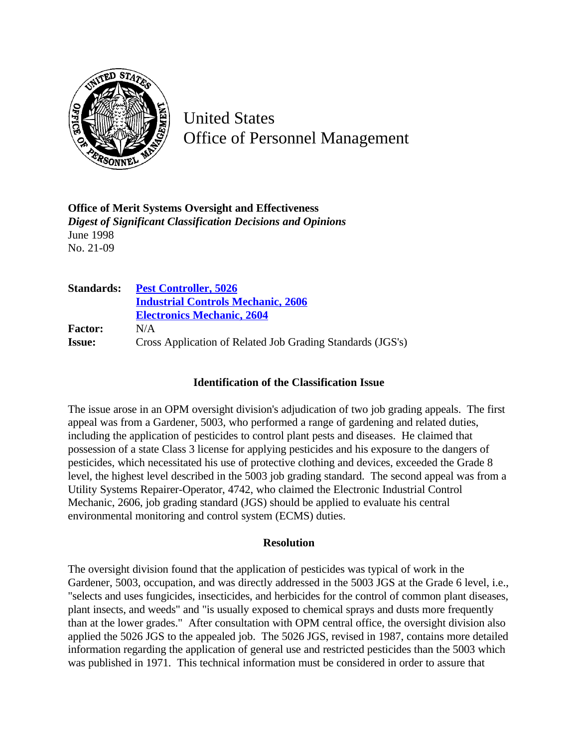# United States Office of Personnel Management

**Office of Merit Systems Oversight and Effectiveness**
***Digest of Significant Classification Decisions and Opinions***
June 1998
No. 21-09

| | |
|---|---|
| **Standards:** | **Pest Controller, 5026** |
| | **Industrial Controls Mechanic, 2606** |
| | **Electronics Mechanic, 2604** |
| **Factor:** | N/A |
| **Issue:** | Cross Application of Related Job Grading Standards (JGS's) |

### Identification of the Classification Issue

The issue arose in an OPM oversight division's adjudication of two job grading appeals. The first appeal was from a Gardener, 5003, who performed a range of gardening and related duties, including the application of pesticides to control plant pests and diseases. He claimed that possession of a state Class 3 license for applying pesticides and his exposure to the dangers of pesticides, which necessitated his use of protective clothing and devices, exceeded the Grade 8 level, the highest level described in the 5003 job grading standard. The second appeal was from a Utility Systems Repairer-Operator, 4742, who claimed the Electronic Industrial Control Mechanic, 2606, job grading standard (JGS) should be applied to evaluate his central environmental monitoring and control system (ECMS) duties.

### Resolution

The oversight division found that the application of pesticides was typical of work in the Gardener, 5003, occupation, and was directly addressed in the 5003 JGS at the Grade 6 level, i.e., "selects and uses fungicides, insecticides, and herbicides for the control of common plant diseases, plant insects, and weeds" and "is usually exposed to chemical sprays and dusts more frequently than at the lower grades." After consultation with OPM central office, the oversight division also applied the 5026 JGS to the appealed job. The 5026 JGS, revised in 1987, contains more detailed information regarding the application of general use and restricted pesticides than the 5003 which was published in 1971. This technical information must be considered in order to assure that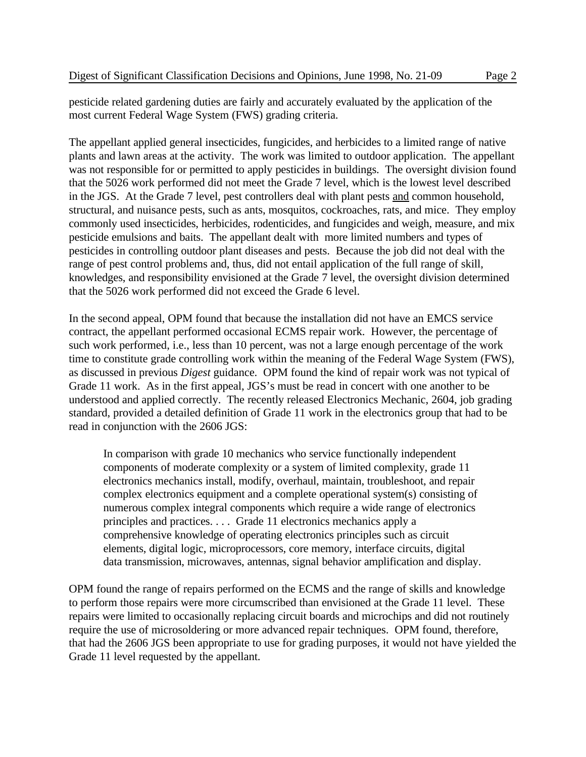pesticide related gardening duties are fairly and accurately evaluated by the application of the most current Federal Wage System (FWS) grading criteria.

The appellant applied general insecticides, fungicides, and herbicides to a limited range of native plants and lawn areas at the activity. The work was limited to outdoor application. The appellant was not responsible for or permitted to apply pesticides in buildings. The oversight division found that the 5026 work performed did not meet the Grade 7 level, which is the lowest level described in the JGS. At the Grade 7 level, pest controllers deal with plant pests and common household, structural, and nuisance pests, such as ants, mosquitos, cockroaches, rats, and mice. They employ commonly used insecticides, herbicides, rodenticides, and fungicides and weigh, measure, and mix pesticide emulsions and baits. The appellant dealt with more limited numbers and types of pesticides in controlling outdoor plant diseases and pests. Because the job did not deal with the range of pest control problems and, thus, did not entail application of the full range of skill, knowledges, and responsibility envisioned at the Grade 7 level, the oversight division determined that the 5026 work performed did not exceed the Grade 6 level.

In the second appeal, OPM found that because the installation did not have an EMCS service contract, the appellant performed occasional ECMS repair work. However, the percentage of such work performed, i.e., less than 10 percent, was not a large enough percentage of the work time to constitute grade controlling work within the meaning of the Federal Wage System (FWS), as discussed in previous *Digest* guidance. OPM found the kind of repair work was not typical of Grade 11 work. As in the first appeal, JGS's must be read in concert with one another to be understood and applied correctly. The recently released Electronics Mechanic, 2604, job grading standard, provided a detailed definition of Grade 11 work in the electronics group that had to be read in conjunction with the 2606 JGS:

> In comparison with grade 10 mechanics who service functionally independent components of moderate complexity or a system of limited complexity, grade 11 electronics mechanics install, modify, overhaul, maintain, troubleshoot, and repair complex electronics equipment and a complete operational system(s) consisting of numerous complex integral components which require a wide range of electronics principles and practices. . . . Grade 11 electronics mechanics apply a comprehensive knowledge of operating electronics principles such as circuit elements, digital logic, microprocessors, core memory, interface circuits, digital data transmission, microwaves, antennas, signal behavior amplification and display.

OPM found the range of repairs performed on the ECMS and the range of skills and knowledge to perform those repairs were more circumscribed than envisioned at the Grade 11 level. These repairs were limited to occasionally replacing circuit boards and microchips and did not routinely require the use of microsoldering or more advanced repair techniques. OPM found, therefore, that had the 2606 JGS been appropriate to use for grading purposes, it would not have yielded the Grade 11 level requested by the appellant.